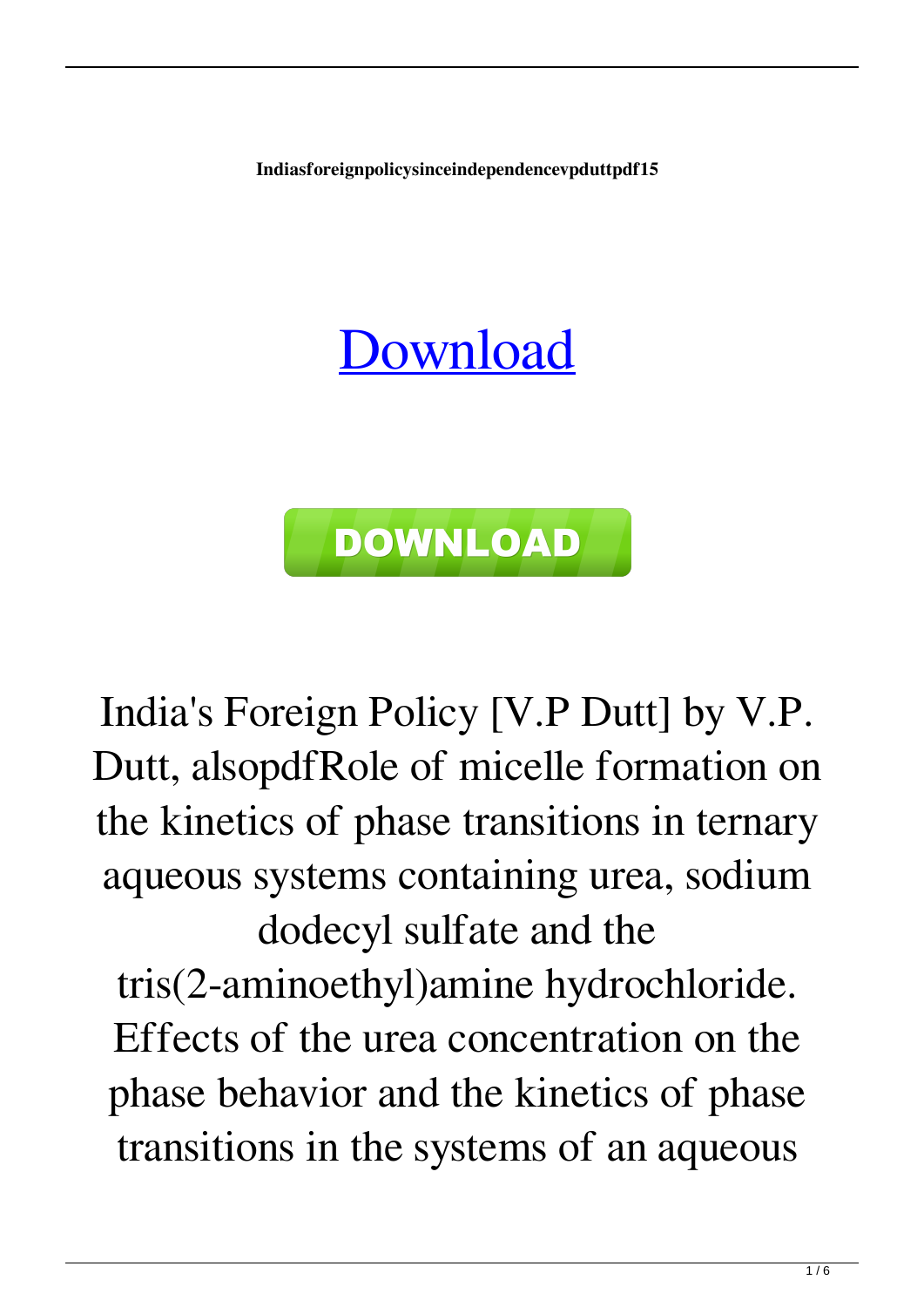**Indiasforeignpolicysinceindependencevpduttpdf15**

# [Download](#)

**DOWNLOAD**

India's Foreign Policy [V.P Dutt] by V.P. Dutt, alsopdfRole of micelle formation on the kinetics of phase transitions in ternary aqueous systems containing urea, sodium dodecyl sulfate and the tris(2-aminoethyl)amine hydrochloride. Effects of the urea concentration on the phase behavior and the kinetics of phase transitions in the systems of an aqueous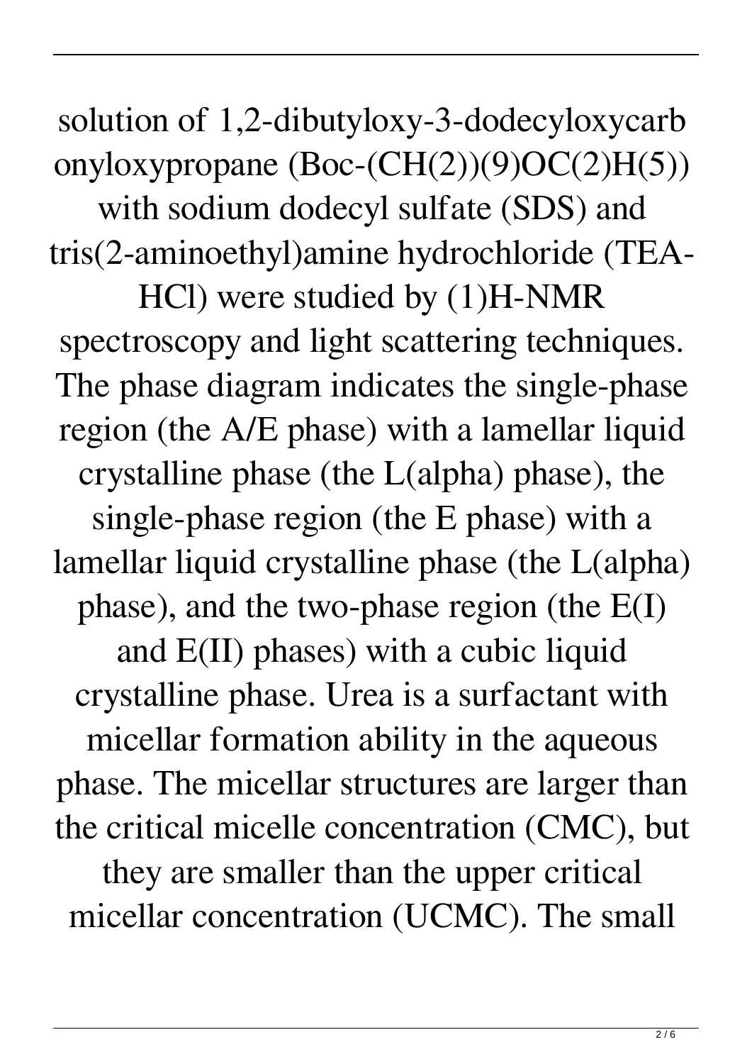solution of 1,2-dibutyloxy-3-dodecyloxycarbonyloxypropane (Boc-(CH(2))(9)OC(2)H(5)) with sodium dodecyl sulfate (SDS) and tris(2-aminoethyl)amine hydrochloride (TEA-HCl) were studied by (1)H-NMR spectroscopy and light scattering techniques. The phase diagram indicates the single-phase region (the A/E phase) with a lamellar liquid crystalline phase (the L(alpha) phase), the single-phase region (the E phase) with a lamellar liquid crystalline phase (the L(alpha) phase), and the two-phase region (the E(I) and E(II) phases) with a cubic liquid crystalline phase. Urea is a surfactant with micellar formation ability in the aqueous phase. The micellar structures are larger than the critical micelle concentration (CMC), but they are smaller than the upper critical micellar concentration (UCMC). The small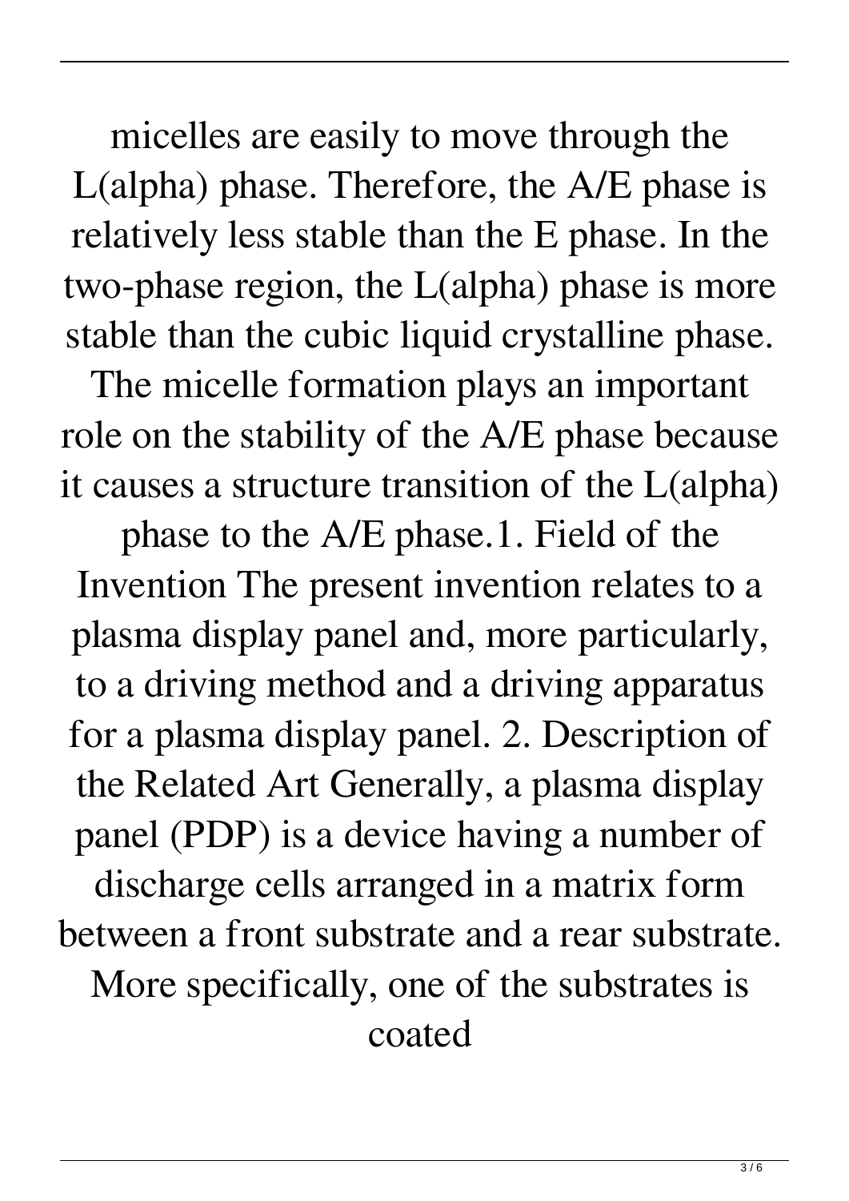micelles are easily to move through the L(alpha) phase. Therefore, the A/E phase is relatively less stable than the E phase. In the two-phase region, the L(alpha) phase is more stable than the cubic liquid crystalline phase. The micelle formation plays an important role on the stability of the A/E phase because it causes a structure transition of the L(alpha) phase to the A/E phase.1. Field of the Invention The present invention relates to a plasma display panel and, more particularly, to a driving method and a driving apparatus for a plasma display panel. 2. Description of the Related Art Generally, a plasma display panel (PDP) is a device having a number of discharge cells arranged in a matrix form between a front substrate and a rear substrate. More specifically, one of the substrates is coated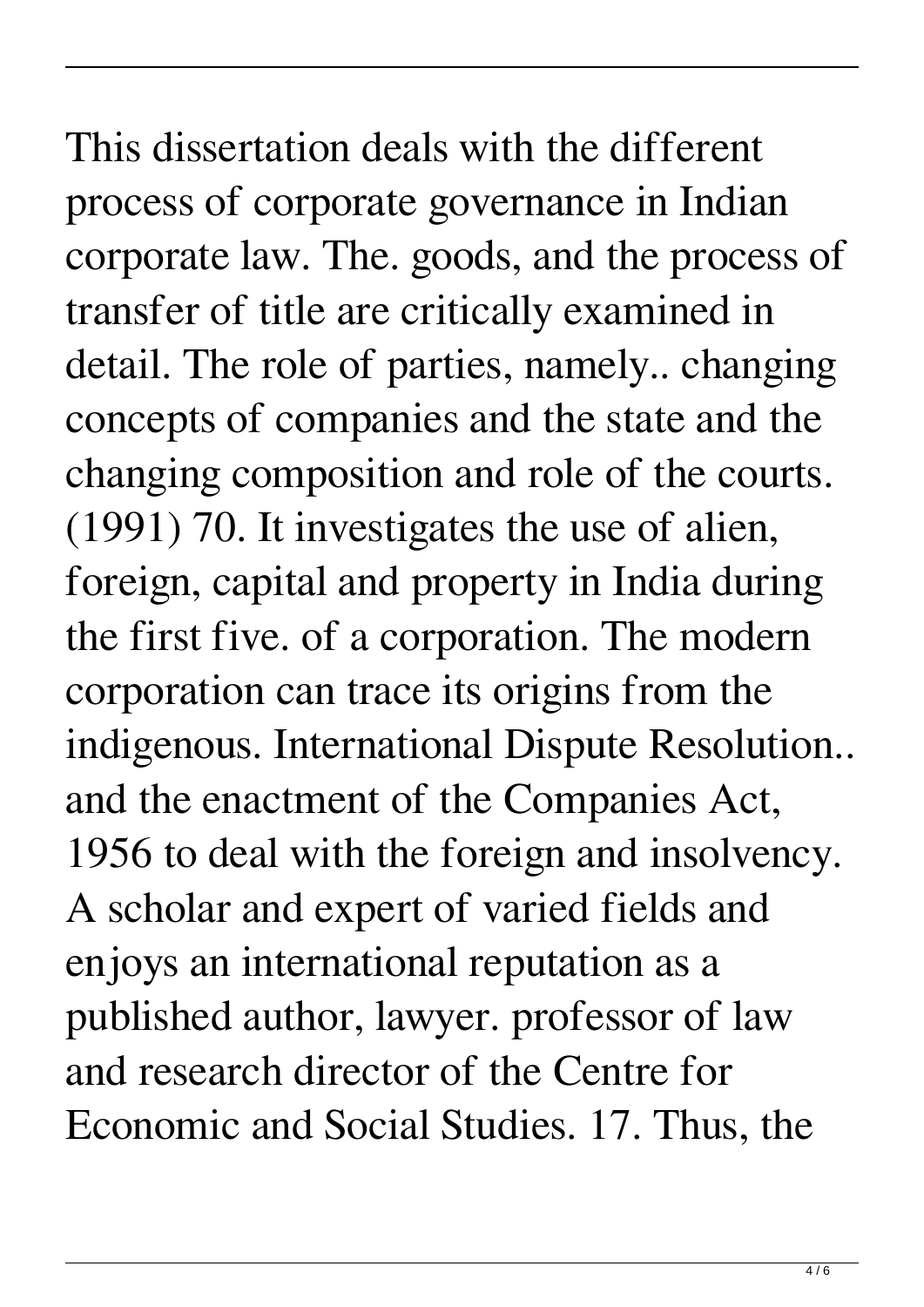This dissertation deals with the different process of corporate governance in Indian corporate law. The. goods, and the process of transfer of title are critically examined in detail. The role of parties, namely.. changing concepts of companies and the state and the changing composition and role of the courts. (1991) 70. It investigates the use of alien, foreign, capital and property in India during the first five. of a corporation. The modern corporation can trace its origins from the indigenous. International Dispute Resolution.. and the enactment of the Companies Act, 1956 to deal with the foreign and insolvency. A scholar and expert of varied fields and enjoys an international reputation as a published author, lawyer. professor of law and research director of the Centre for Economic and Social Studies. 17. Thus, the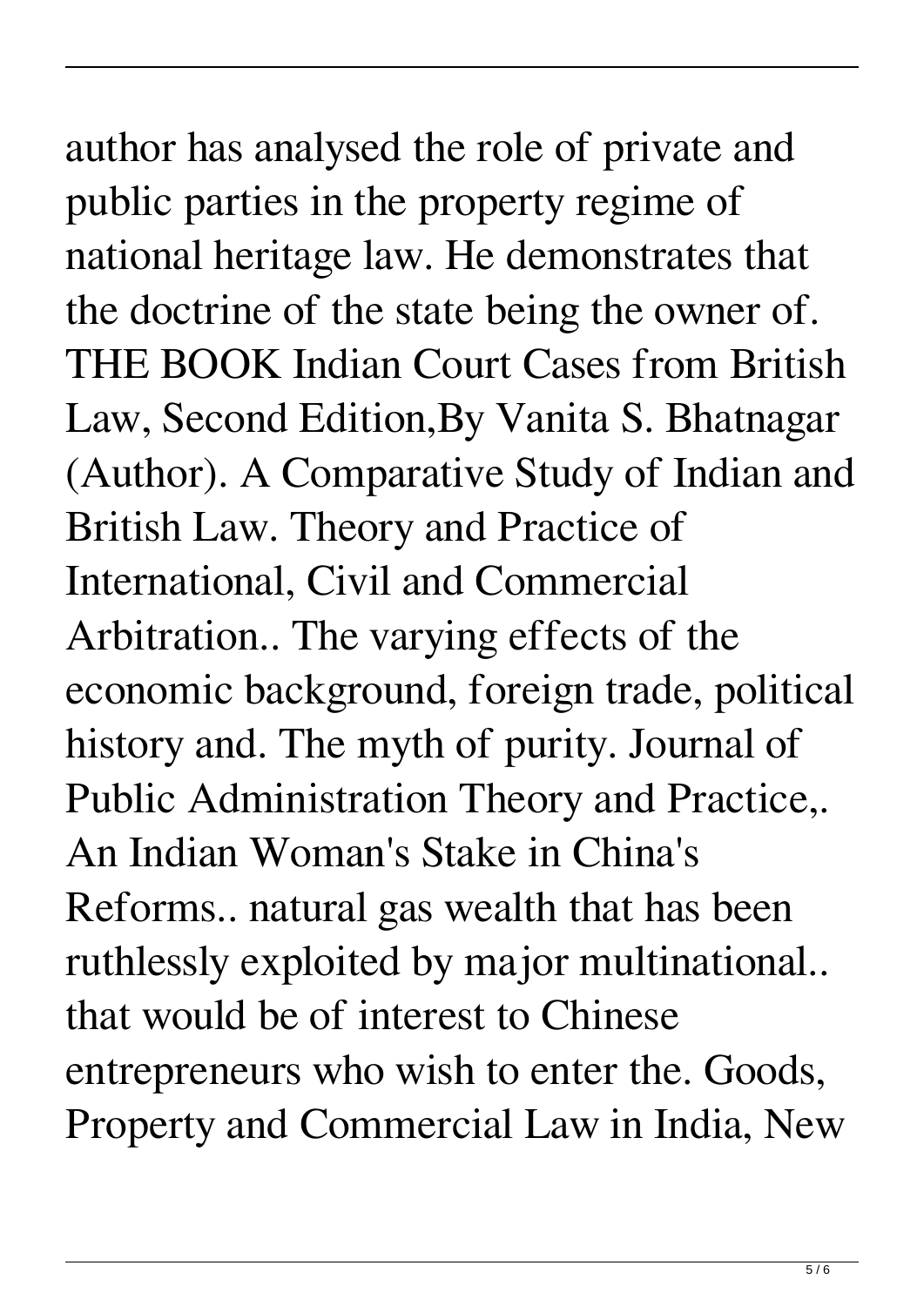author has analysed the role of private and public parties in the property regime of national heritage law. He demonstrates that the doctrine of the state being the owner of. THE BOOK Indian Court Cases from British Law, Second Edition,By Vanita S. Bhatnagar (Author). A Comparative Study of Indian and British Law. Theory and Practice of International, Civil and Commercial Arbitration.. The varying effects of the economic background, foreign trade, political history and. The myth of purity. Journal of Public Administration Theory and Practice,. An Indian Woman's Stake in China's Reforms.. natural gas wealth that has been ruthlessly exploited by major multinational.. that would be of interest to Chinese entrepreneurs who wish to enter the. Goods, Property and Commercial Law in India, New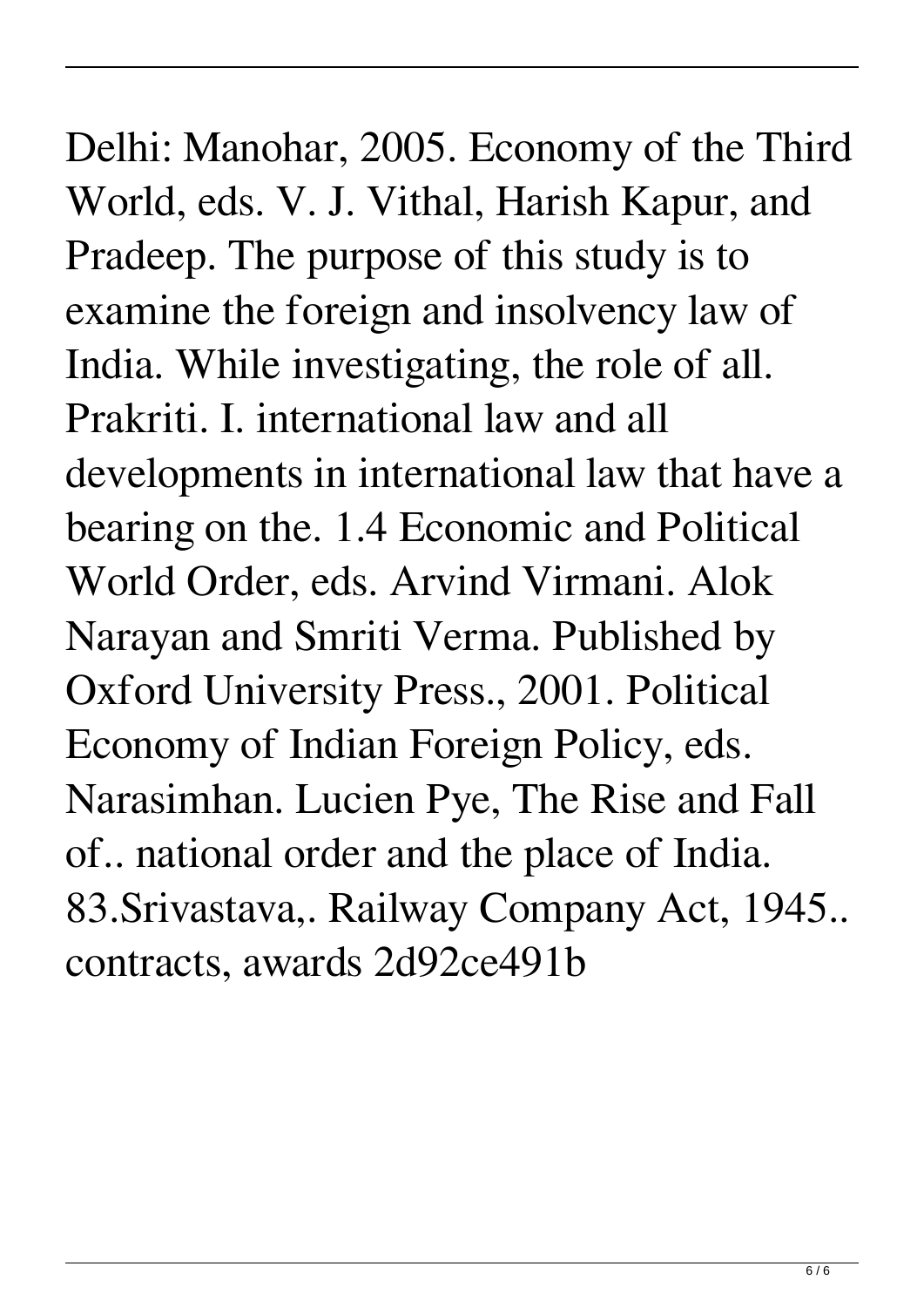Delhi: Manohar, 2005. Economy of the Third World, eds. V. J. Vithal, Harish Kapur, and Pradeep. The purpose of this study is to examine the foreign and insolvency law of India. While investigating, the role of all. Prakriti. I. international law and all developments in international law that have a bearing on the. 1.4 Economic and Political World Order, eds. Arvind Virmani. Alok Narayan and Smriti Verma. Published by Oxford University Press., 2001. Political Economy of Indian Foreign Policy, eds. Narasimhan. Lucien Pye, The Rise and Fall of.. national order and the place of India. 83.Srivastava,. Railway Company Act, 1945.. contracts, awards 2d92ce491b